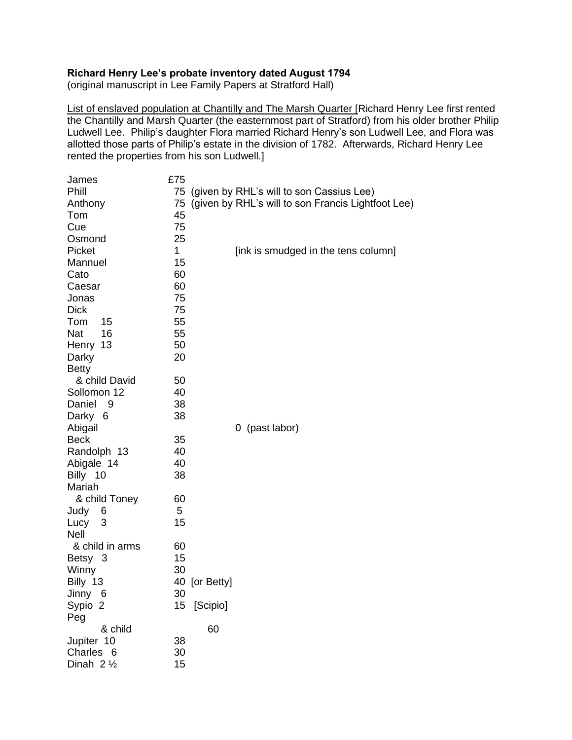**Richard Henry Lee's probate inventory dated August 1794**
(original manuscript in Lee Family Papers at Stratford Hall)

<u>List of enslaved population at Chantilly and The Marsh Quarter</u> [Richard Henry Lee first rented the Chantilly and Marsh Quarter (the easternmost part of Stratford) from his older brother Philip Ludwell Lee. Philip's daughter Flora married Richard Henry's son Ludwell Lee, and Flora was allotted those parts of Philip's estate in the division of 1782. Afterwards, Richard Henry Lee rented the properties from his son Ludwell.]

| Name | Value | Notes |
|---|---|---|
| James | £75 | |
| Phill | 75 | (given by RHL's will to son Cassius Lee) |
| Anthony | 75 | (given by RHL's will to son Francis Lightfoot Lee) |
| Tom | 45 | |
| Cue | 75 | |
| Osmond | 25 | |
| Picket | 1 | [ink is smudged in the tens column] |
| Mannuel | 15 | |
| Cato | 60 | |
| Caesar | 60 | |
| Jonas | 75 | |
| Dick | 75 | |
| Tom 15 | 55 | |
| Nat 16 | 55 | |
| Henry 13 | 50 | |
| Darky | 20 | |
| Betty & child David | 50 | |
| Sollomon 12 | 40 | |
| Daniel 9 | 38 | |
| Darky 6 | 38 | |
| Abigail | | 0 (past labor) |
| Beck | 35 | |
| Randolph 13 | 40 | |
| Abigale 14 | 40 | |
| Billy 10 | 38 | |
| Mariah & child Toney | 60 | |
| Judy 6 | 5 | |
| Lucy 3 | 15 | |
| Nell & child in arms | 60 | |
| Betsy 3 | 15 | |
| Winny | 30 | |
| Billy 13 | 40 | [or Betty] |
| Jinny 6 | 30 | |
| Sypio 2 | 15 | [Scipio] |
| Peg & child | 60 | |
| Jupiter 10 | 38 | |
| Charles 6 | 30 | |
| Dinah 2 ½ | 15 | |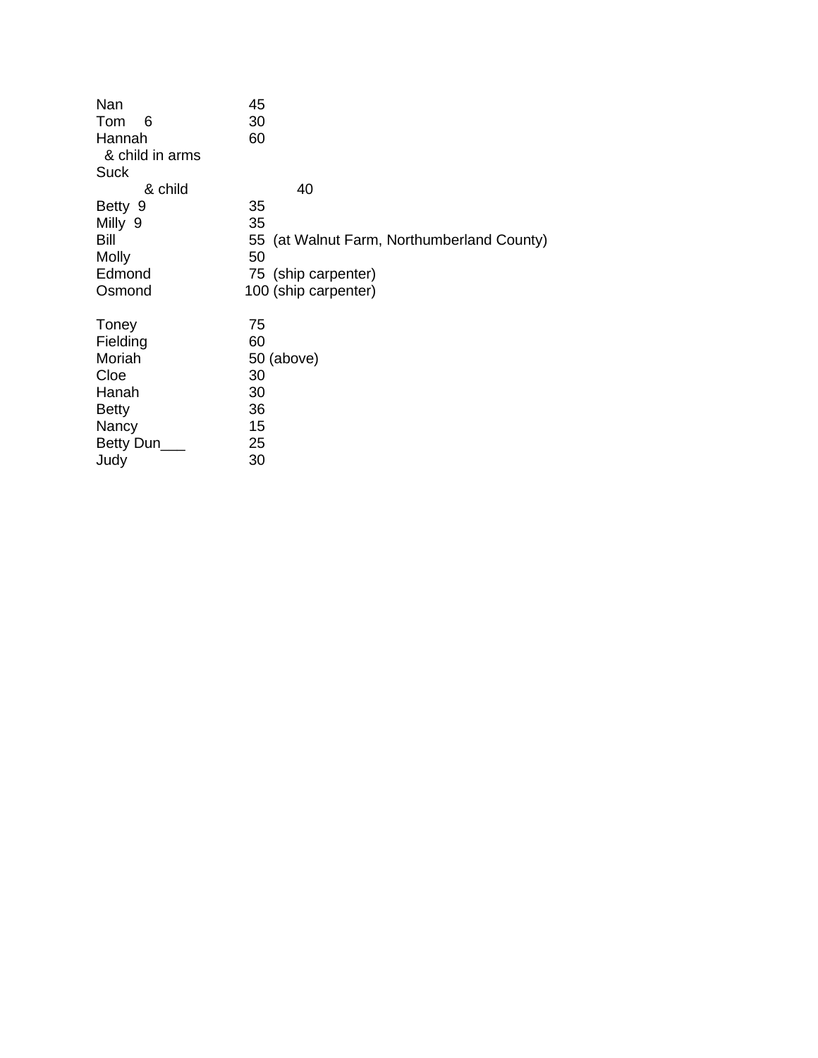| | | |
|---|---|---|
| Nan | 45 | |
| Tom 6 | 30 | |
| Hannah | 60 | |
| & child in arms | | |
| Suck | | |
| & child | 40 | |
| Betty 9 | 35 | |
| Milly 9 | 35 | |
| Bill | 55 | (at Walnut Farm, Northumberland County) |
| Molly | 50 | |
| Edmond | 75 | (ship carpenter) |
| Osmond | 100 | (ship carpenter) |
| | | |
| Toney | 75 | |
| Fielding | 60 | |
| Moriah | 50 | (above) |
| Cloe | 30 | |
| Hanah | 30 | |
| Betty | 36 | |
| Nancy | 15 | |
| Betty Dun___ | 25 | |
| Judy | 30 | |